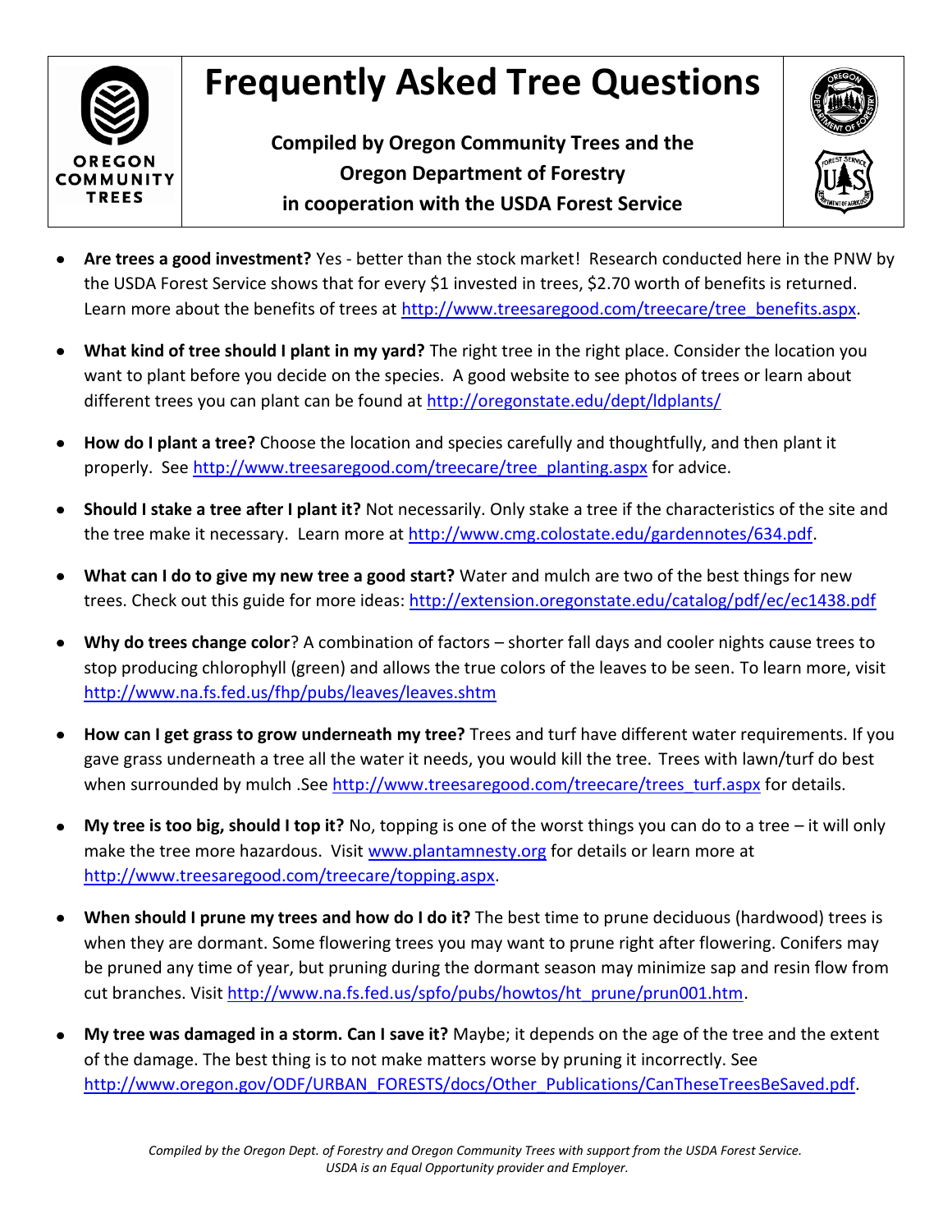# Frequently Asked Tree Questions

**Compiled by Oregon Community Trees and the Oregon Department of Forestry in cooperation with the USDA Forest Service**

- **Are trees a good investment?** Yes - better than the stock market! Research conducted here in the PNW by the USDA Forest Service shows that for every $1 invested in trees, $2.70 worth of benefits is returned. Learn more about the benefits of trees at http://www.treesaregood.com/treecare/tree_benefits.aspx.

- **What kind of tree should I plant in my yard?** The right tree in the right place. Consider the location you want to plant before you decide on the species. A good website to see photos of trees or learn about different trees you can plant can be found at http://oregonstate.edu/dept/ldplants/

- **How do I plant a tree?** Choose the location and species carefully and thoughtfully, and then plant it properly. See http://www.treesaregood.com/treecare/tree_planting.aspx for advice.

- **Should I stake a tree after I plant it?** Not necessarily. Only stake a tree if the characteristics of the site and the tree make it necessary. Learn more at http://www.cmg.colostate.edu/gardennotes/634.pdf.

- **What can I do to give my new tree a good start?** Water and mulch are two of the best things for new trees. Check out this guide for more ideas: http://extension.oregonstate.edu/catalog/pdf/ec/ec1438.pdf

- **Why do trees change color**? A combination of factors – shorter fall days and cooler nights cause trees to stop producing chlorophyll (green) and allows the true colors of the leaves to be seen. To learn more, visit http://www.na.fs.fed.us/fhp/pubs/leaves/leaves.shtm

- **How can I get grass to grow underneath my tree?** Trees and turf have different water requirements. If you gave grass underneath a tree all the water it needs, you would kill the tree. Trees with lawn/turf do best when surrounded by mulch .See http://www.treesaregood.com/treecare/trees_turf.aspx for details.

- **My tree is too big, should I top it?** No, topping is one of the worst things you can do to a tree – it will only make the tree more hazardous. Visit www.plantamnesty.org for details or learn more at http://www.treesaregood.com/treecare/topping.aspx.

- **When should I prune my trees and how do I do it?** The best time to prune deciduous (hardwood) trees is when they are dormant. Some flowering trees you may want to prune right after flowering. Conifers may be pruned any time of year, but pruning during the dormant season may minimize sap and resin flow from cut branches. Visit http://www.na.fs.fed.us/spfo/pubs/howtos/ht_prune/prun001.htm.

- **My tree was damaged in a storm. Can I save it?** Maybe; it depends on the age of the tree and the extent of the damage. The best thing is to not make matters worse by pruning it incorrectly. See http://www.oregon.gov/ODF/URBAN_FORESTS/docs/Other_Publications/CanTheseTreesBeSaved.pdf.

*Compiled by the Oregon Dept. of Forestry and Oregon Community Trees with support from the USDA Forest Service. USDA is an Equal Opportunity provider and Employer.*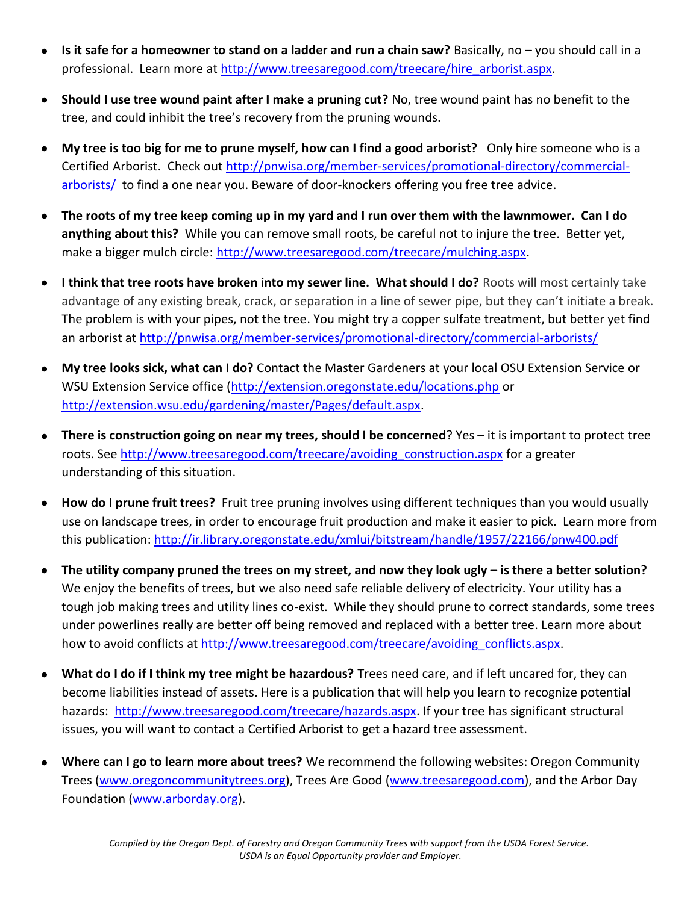- **Is it safe for a homeowner to stand on a ladder and run a chain saw?** Basically, no – you should call in a professional. Learn more at http://www.treesaregood.com/treecare/hire_arborist.aspx.

- **Should I use tree wound paint after I make a pruning cut?** No, tree wound paint has no benefit to the tree, and could inhibit the tree's recovery from the pruning wounds.

- **My tree is too big for me to prune myself, how can I find a good arborist?** Only hire someone who is a Certified Arborist. Check out http://pnwisa.org/member-services/promotional-directory/commercial-arborists/ to find a one near you. Beware of door-knockers offering you free tree advice.

- **The roots of my tree keep coming up in my yard and I run over them with the lawnmower. Can I do anything about this?** While you can remove small roots, be careful not to injure the tree. Better yet, make a bigger mulch circle: http://www.treesaregood.com/treecare/mulching.aspx.

- **I think that tree roots have broken into my sewer line. What should I do?** Roots will most certainly take advantage of any existing break, crack, or separation in a line of sewer pipe, but they can't initiate a break. The problem is with your pipes, not the tree. You might try a copper sulfate treatment, but better yet find an arborist at http://pnwisa.org/member-services/promotional-directory/commercial-arborists/

- **My tree looks sick, what can I do?** Contact the Master Gardeners at your local OSU Extension Service or WSU Extension Service office (http://extension.oregonstate.edu/locations.php or http://extension.wsu.edu/gardening/master/Pages/default.aspx.

- **There is construction going on near my trees, should I be concerned**? Yes – it is important to protect tree roots. See http://www.treesaregood.com/treecare/avoiding_construction.aspx for a greater understanding of this situation.

- **How do I prune fruit trees?** Fruit tree pruning involves using different techniques than you would usually use on landscape trees, in order to encourage fruit production and make it easier to pick. Learn more from this publication: http://ir.library.oregonstate.edu/xmlui/bitstream/handle/1957/22166/pnw400.pdf

- **The utility company pruned the trees on my street, and now they look ugly – is there a better solution?** We enjoy the benefits of trees, but we also need safe reliable delivery of electricity. Your utility has a tough job making trees and utility lines co-exist. While they should prune to correct standards, some trees under powerlines really are better off being removed and replaced with a better tree. Learn more about how to avoid conflicts at http://www.treesaregood.com/treecare/avoiding_conflicts.aspx.

- **What do I do if I think my tree might be hazardous?** Trees need care, and if left uncared for, they can become liabilities instead of assets. Here is a publication that will help you learn to recognize potential hazards: http://www.treesaregood.com/treecare/hazards.aspx. If your tree has significant structural issues, you will want to contact a Certified Arborist to get a hazard tree assessment.

- **Where can I go to learn more about trees?** We recommend the following websites: Oregon Community Trees (www.oregoncommunitytrees.org), Trees Are Good (www.treesaregood.com), and the Arbor Day Foundation (www.arborday.org).

*Compiled by the Oregon Dept. of Forestry and Oregon Community Trees with support from the USDA Forest Service. USDA is an Equal Opportunity provider and Employer.*